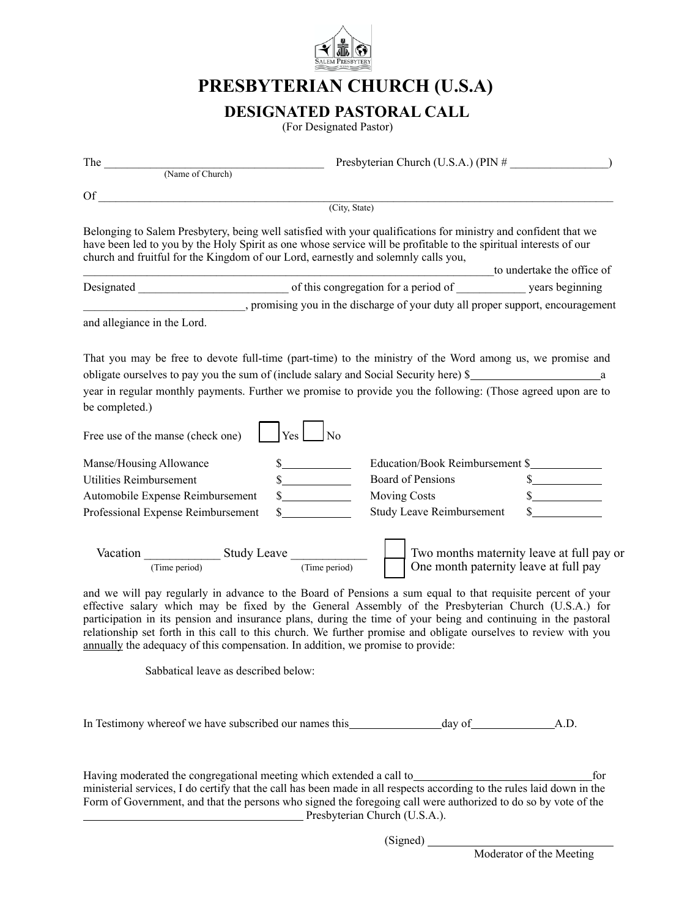# PRESBYTERIAN CHURCH (U.S.A)

## DESIGNATED PASTORAL CALL

(For Designated Pastor)

The ______________________________________ Presbyterian Church (U.S.A.) (PIN # _________________)
(Name of Church)

Of ______________________________________________________________________________________
(City, State)

Belonging to Salem Presbytery, being well satisfied with your qualifications for ministry and confident that we have been led to you by the Holy Spirit as one whose service will be profitable to the spiritual interests of our church and fruitful for the Kingdom of our Lord, earnestly and solemnly calls you, ______________________________________________________________________to undertake the office of Designated __________________________ of this congregation for a period of ____________ years beginning ___________________________, promising you in the discharge of your duty all proper support, encouragement and allegiance in the Lord.

That you may be free to devote full-time (part-time) to the ministry of the Word among us, we promise and obligate ourselves to pay you the sum of (include salary and Social Security here) $______________________a year in regular monthly payments. Further we promise to provide you the following: (Those agreed upon are to be completed.)

Free use of the manse (check one) ☐ Yes ☐ No

| | | | |
|---|---|---|---|
| Manse/Housing Allowance | $____________ | Education/Book Reimbursement | $____________ |
| Utilities Reimbursement | $____________ | Board of Pensions | $____________ |
| Automobile Expense Reimbursement | $____________ | Moving Costs | $____________ |
| Professional Expense Reimbursement | $____________ | Study Leave Reimbursement | $____________ |

Vacation ____________ (Time period) Study Leave ____________ (Time period)

☐ Two months maternity leave at full pay or
☐ One month paternity leave at full pay

and we will pay regularly in advance to the Board of Pensions a sum equal to that requisite percent of your effective salary which may be fixed by the General Assembly of the Presbyterian Church (U.S.A.) for participation in its pension and insurance plans, during the time of your being and continuing in the pastoral relationship set forth in this call to this church. We further promise and obligate ourselves to review with you annually the adequacy of this compensation. In addition, we promise to provide:

Sabbatical leave as described below:

In Testimony whereof we have subscribed our names this________________day of______________A.D.

Having moderated the congregational meeting which extended a call to_______________________________for ministerial services, I do certify that the call has been made in all respects according to the rules laid down in the Form of Government, and that the persons who signed the foregoing call were authorized to do so by vote of the ______________________________________ Presbyterian Church (U.S.A.).

(Signed) ________________________________
Moderator of the Meeting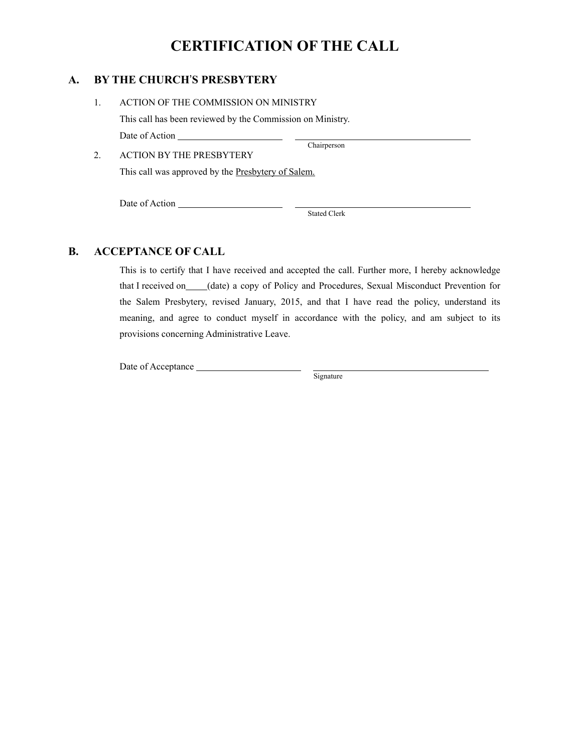# CERTIFICATION OF THE CALL

## A. BY THE CHURCH'S PRESBYTERY

1. ACTION OF THE COMMISSION ON MINISTRY

   This call has been reviewed by the Commission on Ministry.

   Date of Action ______________________ ________________________________________
   Chairperson

2. ACTION BY THE PRESBYTERY

   This call was approved by the Presbytery of Salem.

   Date of Action ______________________ ________________________________________
   Stated Clerk

## B. ACCEPTANCE OF CALL

This is to certify that I have received and accepted the call. Further more, I hereby acknowledge that I received on_____(date) a copy of Policy and Procedures, Sexual Misconduct Prevention for the Salem Presbytery, revised January, 2015, and that I have read the policy, understand its meaning, and agree to conduct myself in accordance with the policy, and am subject to its provisions concerning Administrative Leave.

Date of Acceptance ______________________ ________________________________________
Signature